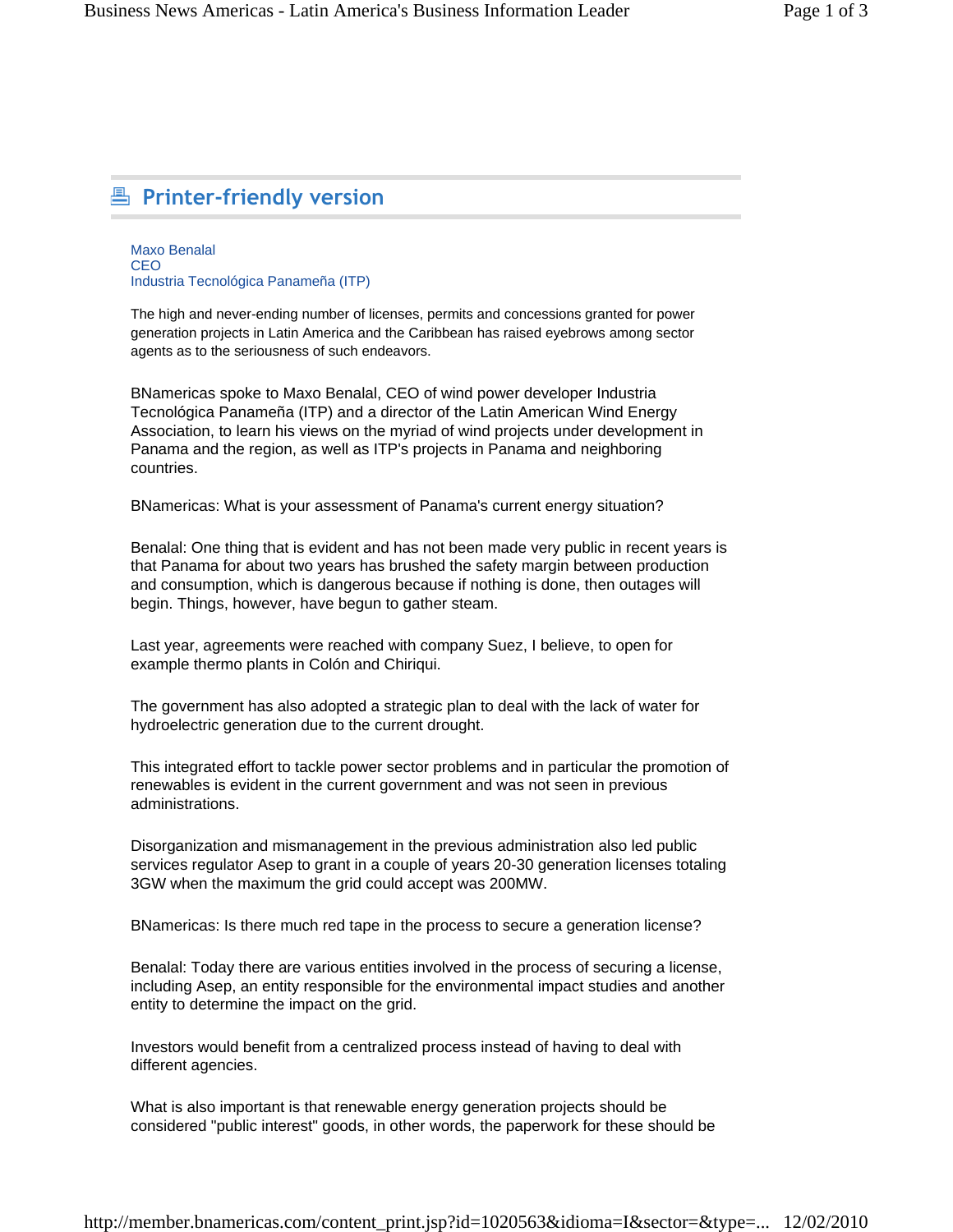## Printer-friendly version

Maxo Benalal
CEO
Industria Tecnológica Panameña (ITP)

The high and never-ending number of licenses, permits and concessions granted for power generation projects in Latin America and the Caribbean has raised eyebrows among sector agents as to the seriousness of such endeavors.

BNamericas spoke to Maxo Benalal, CEO of wind power developer Industria Tecnológica Panameña (ITP) and a director of the Latin American Wind Energy Association, to learn his views on the myriad of wind projects under development in Panama and the region, as well as ITP's projects in Panama and neighboring countries.

BNamericas: What is your assessment of Panama's current energy situation?

Benalal: One thing that is evident and has not been made very public in recent years is that Panama for about two years has brushed the safety margin between production and consumption, which is dangerous because if nothing is done, then outages will begin. Things, however, have begun to gather steam.

Last year, agreements were reached with company Suez, I believe, to open for example thermo plants in Colón and Chiriqui.

The government has also adopted a strategic plan to deal with the lack of water for hydroelectric generation due to the current drought.

This integrated effort to tackle power sector problems and in particular the promotion of renewables is evident in the current government and was not seen in previous administrations.

Disorganization and mismanagement in the previous administration also led public services regulator Asep to grant in a couple of years 20-30 generation licenses totaling 3GW when the maximum the grid could accept was 200MW.

BNamericas: Is there much red tape in the process to secure a generation license?

Benalal: Today there are various entities involved in the process of securing a license, including Asep, an entity responsible for the environmental impact studies and another entity to determine the impact on the grid.

Investors would benefit from a centralized process instead of having to deal with different agencies.

What is also important is that renewable energy generation projects should be considered "public interest" goods, in other words, the paperwork for these should be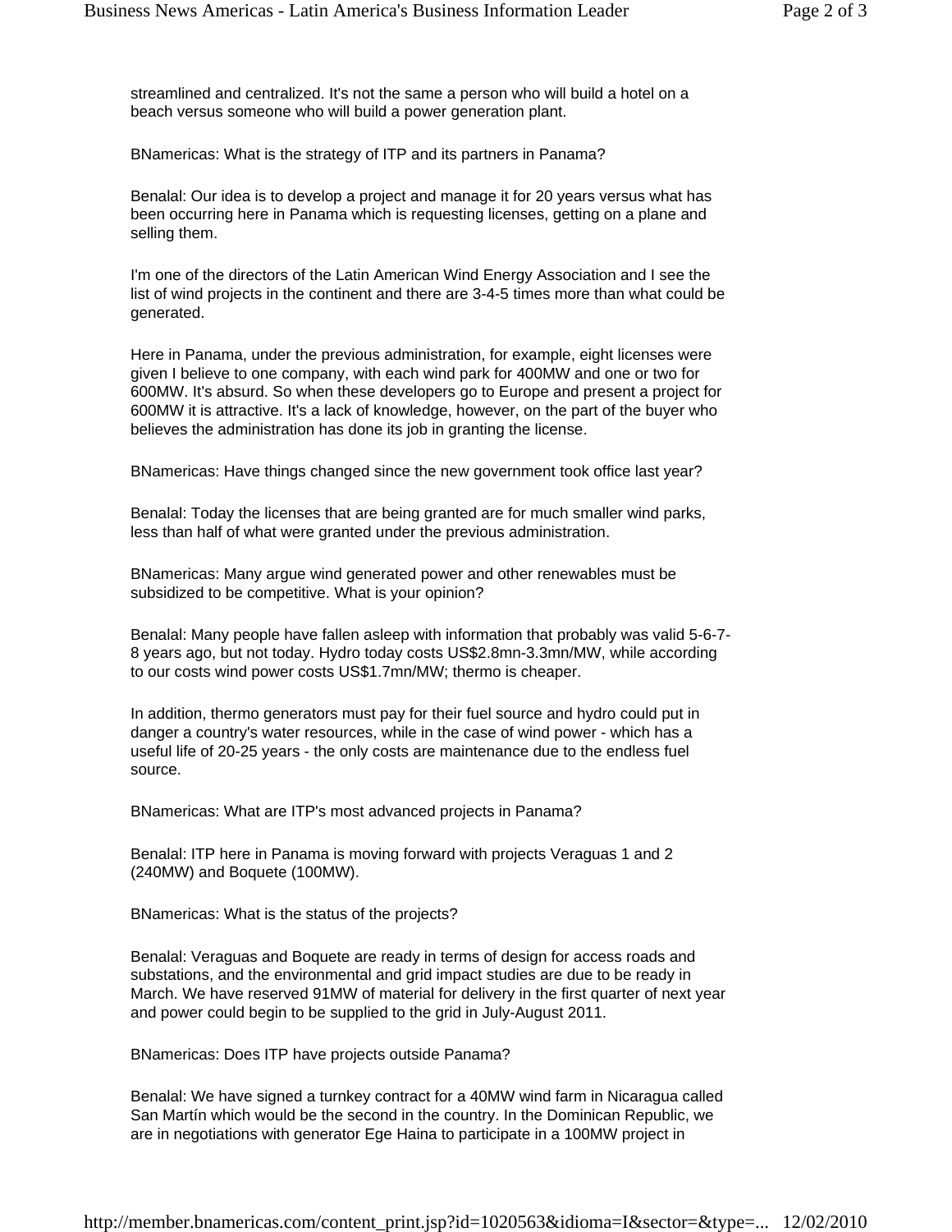streamlined and centralized. It's not the same a person who will build a hotel on a beach versus someone who will build a power generation plant.

BNamericas: What is the strategy of ITP and its partners in Panama?

Benalal: Our idea is to develop a project and manage it for 20 years versus what has been occurring here in Panama which is requesting licenses, getting on a plane and selling them.

I'm one of the directors of the Latin American Wind Energy Association and I see the list of wind projects in the continent and there are 3-4-5 times more than what could be generated.

Here in Panama, under the previous administration, for example, eight licenses were given I believe to one company, with each wind park for 400MW and one or two for 600MW. It's absurd. So when these developers go to Europe and present a project for 600MW it is attractive. It's a lack of knowledge, however, on the part of the buyer who believes the administration has done its job in granting the license.

BNamericas: Have things changed since the new government took office last year?

Benalal: Today the licenses that are being granted are for much smaller wind parks, less than half of what were granted under the previous administration.

BNamericas: Many argue wind generated power and other renewables must be subsidized to be competitive. What is your opinion?

Benalal: Many people have fallen asleep with information that probably was valid 5-6-7-8 years ago, but not today. Hydro today costs US$2.8mn-3.3mn/MW, while according to our costs wind power costs US$1.7mn/MW; thermo is cheaper.

In addition, thermo generators must pay for their fuel source and hydro could put in danger a country's water resources, while in the case of wind power - which has a useful life of 20-25 years - the only costs are maintenance due to the endless fuel source.

BNamericas: What are ITP's most advanced projects in Panama?

Benalal: ITP here in Panama is moving forward with projects Veraguas 1 and 2 (240MW) and Boquete (100MW).

BNamericas: What is the status of the projects?

Benalal: Veraguas and Boquete are ready in terms of design for access roads and substations, and the environmental and grid impact studies are due to be ready in March. We have reserved 91MW of material for delivery in the first quarter of next year and power could begin to be supplied to the grid in July-August 2011.

BNamericas: Does ITP have projects outside Panama?

Benalal: We have signed a turnkey contract for a 40MW wind farm in Nicaragua called San Martín which would be the second in the country. In the Dominican Republic, we are in negotiations with generator Ege Haina to participate in a 100MW project in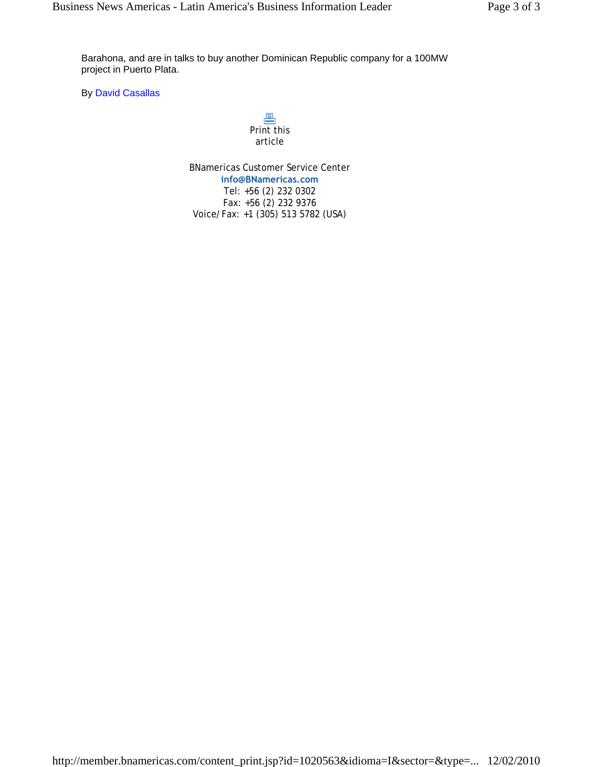Barahona, and are in talks to buy another Dominican Republic company for a 100MW project in Puerto Plata.

By David Casallas

Print this article

BNamericas Customer Service Center
info@BNamericas.com
Tel: +56 (2) 232 0302
Fax: +56 (2) 232 9376
Voice/Fax: +1 (305) 513 5782 (USA)